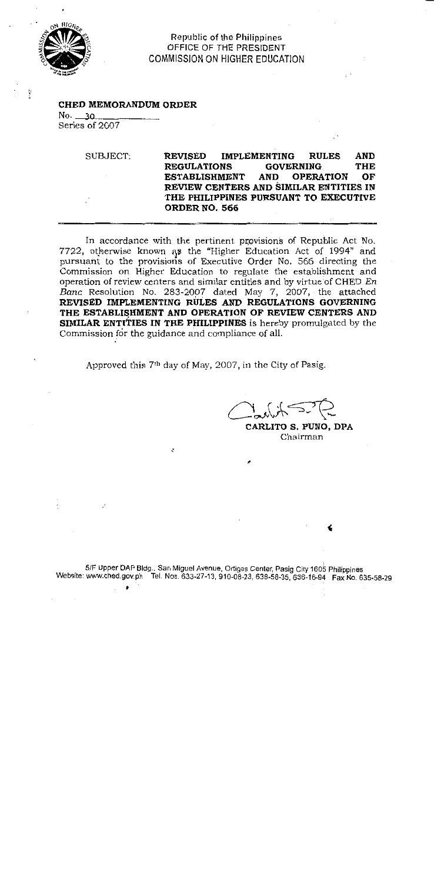Republic of the Philippines
OFFICE OF THE PRESIDENT
COMMISSION ON HIGHER EDUCATION

**CHED MEMORANDUM ORDER**
No. 30
Series of 2007

SUBJECT: **REVISED IMPLEMENTING RULES AND REGULATIONS GOVERNING THE ESTABLISHMENT AND OPERATION OF REVIEW CENTERS AND SIMILAR ENTITIES IN THE PHILIPPINES PURSUANT TO EXECUTIVE ORDER NO. 566**

---

In accordance with the pertinent provisions of Republic Act No. 7722, otherwise known as the "Higher Education Act of 1994" and pursuant to the provisions of Executive Order No. 566 directing the Commission on Higher Education to regulate the establishment and operation of review centers and similar entities and by virtue of CHED *En Banc* Resolution No. 283-2007 dated May 7, 2007, the attached **REVISED IMPLEMENTING RULES AND REGULATIONS GOVERNING THE ESTABLISHMENT AND OPERATION OF REVIEW CENTERS AND SIMILAR ENTITIES IN THE PHILIPPINES** is hereby promulgated by the Commission for the guidance and compliance of all.

Approved this 7th day of May, 2007, in the City of Pasig.

**CARLITO S. PUNO, DPA**
Chairman

5/F Upper DAP Bldg., San Miguel Avenue, Ortigas Center, Pasig City 1605 Philippines
Website: www.ched.gov.ph Tel. Nos. 633-27-13, 910-08-23, 638-58-35, 636-16-94 Fax No. 635-58-29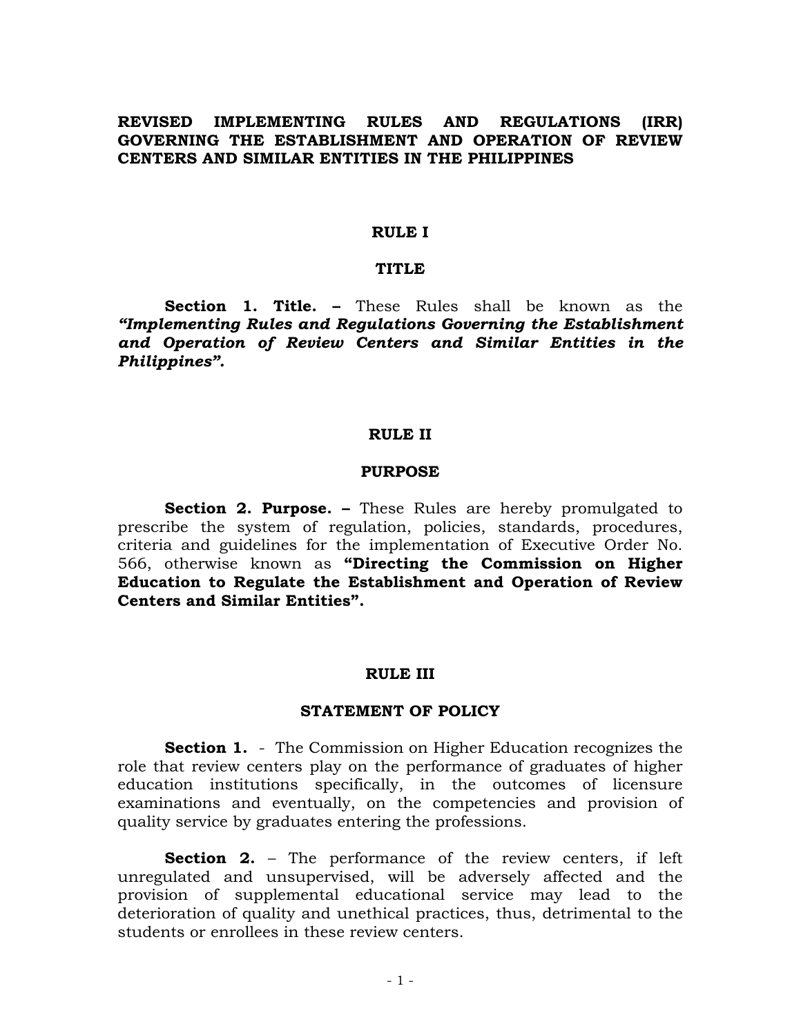# REVISED IMPLEMENTING RULES AND REGULATIONS (IRR) GOVERNING THE ESTABLISHMENT AND OPERATION OF REVIEW CENTERS AND SIMILAR ENTITIES IN THE PHILIPPINES

## RULE I

## TITLE

**Section 1. Title. –** These Rules shall be known as the ***"Implementing Rules and Regulations Governing the Establishment and Operation of Review Centers and Similar Entities in the Philippines".***

## RULE II

## PURPOSE

**Section 2. Purpose. –** These Rules are hereby promulgated to prescribe the system of regulation, policies, standards, procedures, criteria and guidelines for the implementation of Executive Order No. 566, otherwise known as **"Directing the Commission on Higher Education to Regulate the Establishment and Operation of Review Centers and Similar Entities".**

## RULE III

## STATEMENT OF POLICY

**Section 1.** - The Commission on Higher Education recognizes the role that review centers play on the performance of graduates of higher education institutions specifically, in the outcomes of licensure examinations and eventually, on the competencies and provision of quality service by graduates entering the professions.

**Section 2.** – The performance of the review centers, if left unregulated and unsupervised, will be adversely affected and the provision of supplemental educational service may lead to the deterioration of quality and unethical practices, thus, detrimental to the students or enrollees in these review centers.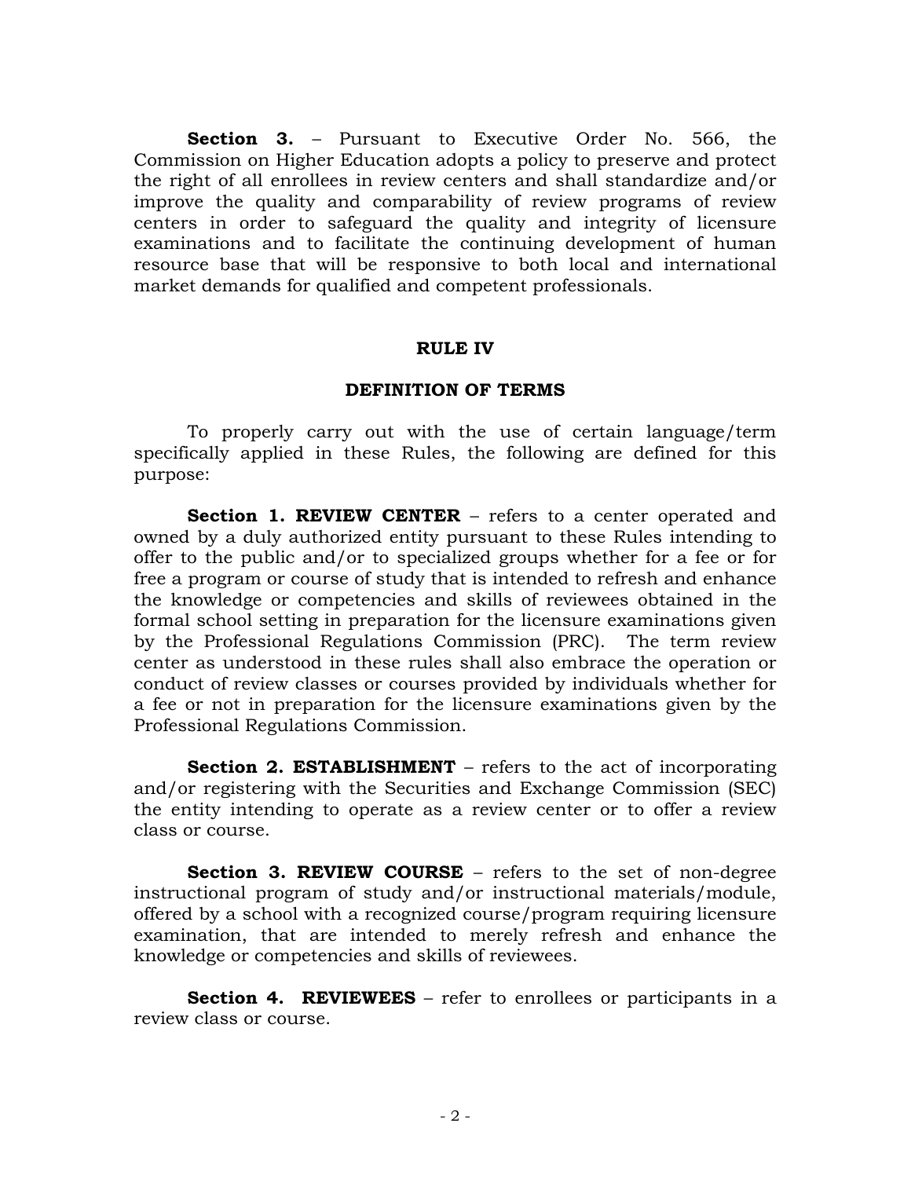**Section 3.** – Pursuant to Executive Order No. 566, the Commission on Higher Education adopts a policy to preserve and protect the right of all enrollees in review centers and shall standardize and/or improve the quality and comparability of review programs of review centers in order to safeguard the quality and integrity of licensure examinations and to facilitate the continuing development of human resource base that will be responsive to both local and international market demands for qualified and competent professionals.

## RULE IV

## DEFINITION OF TERMS

To properly carry out with the use of certain language/term specifically applied in these Rules, the following are defined for this purpose:

**Section 1. REVIEW CENTER** – refers to a center operated and owned by a duly authorized entity pursuant to these Rules intending to offer to the public and/or to specialized groups whether for a fee or for free a program or course of study that is intended to refresh and enhance the knowledge or competencies and skills of reviewees obtained in the formal school setting in preparation for the licensure examinations given by the Professional Regulations Commission (PRC). The term review center as understood in these rules shall also embrace the operation or conduct of review classes or courses provided by individuals whether for a fee or not in preparation for the licensure examinations given by the Professional Regulations Commission.

**Section 2. ESTABLISHMENT** – refers to the act of incorporating and/or registering with the Securities and Exchange Commission (SEC) the entity intending to operate as a review center or to offer a review class or course.

**Section 3. REVIEW COURSE** – refers to the set of non-degree instructional program of study and/or instructional materials/module, offered by a school with a recognized course/program requiring licensure examination, that are intended to merely refresh and enhance the knowledge or competencies and skills of reviewees.

**Section 4. REVIEWEES** – refer to enrollees or participants in a review class or course.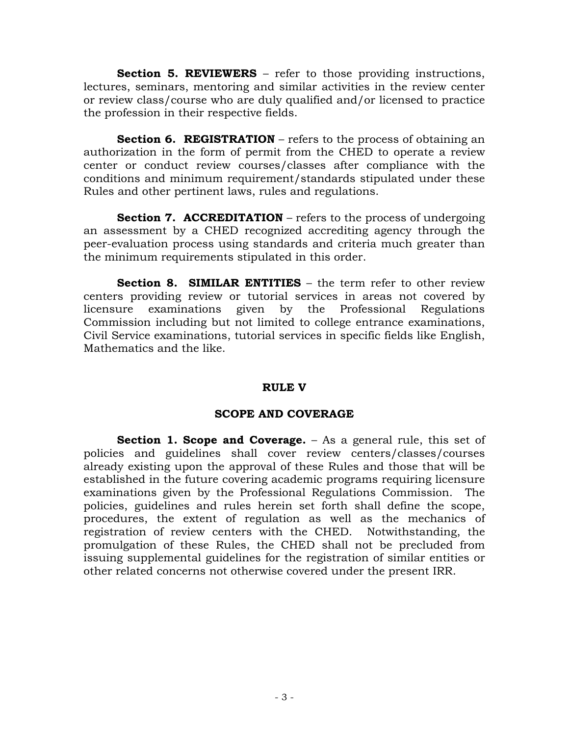**Section 5. REVIEWERS** – refer to those providing instructions, lectures, seminars, mentoring and similar activities in the review center or review class/course who are duly qualified and/or licensed to practice the profession in their respective fields.

**Section 6. REGISTRATION** – refers to the process of obtaining an authorization in the form of permit from the CHED to operate a review center or conduct review courses/classes after compliance with the conditions and minimum requirement/standards stipulated under these Rules and other pertinent laws, rules and regulations.

**Section 7. ACCREDITATION** – refers to the process of undergoing an assessment by a CHED recognized accrediting agency through the peer-evaluation process using standards and criteria much greater than the minimum requirements stipulated in this order.

**Section 8. SIMILAR ENTITIES** – the term refer to other review centers providing review or tutorial services in areas not covered by licensure examinations given by the Professional Regulations Commission including but not limited to college entrance examinations, Civil Service examinations, tutorial services in specific fields like English, Mathematics and the like.

## RULE V

## SCOPE AND COVERAGE

**Section 1. Scope and Coverage.** – As a general rule, this set of policies and guidelines shall cover review centers/classes/courses already existing upon the approval of these Rules and those that will be established in the future covering academic programs requiring licensure examinations given by the Professional Regulations Commission. The policies, guidelines and rules herein set forth shall define the scope, procedures, the extent of regulation as well as the mechanics of registration of review centers with the CHED. Notwithstanding, the promulgation of these Rules, the CHED shall not be precluded from issuing supplemental guidelines for the registration of similar entities or other related concerns not otherwise covered under the present IRR.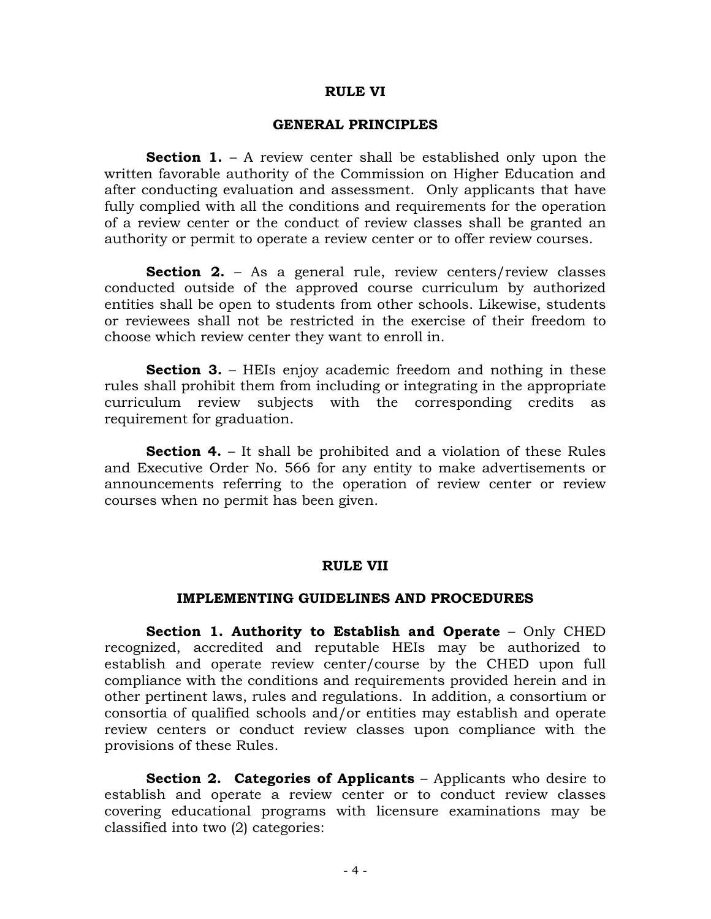## RULE VI

## GENERAL PRINCIPLES

**Section 1.** – A review center shall be established only upon the written favorable authority of the Commission on Higher Education and after conducting evaluation and assessment. Only applicants that have fully complied with all the conditions and requirements for the operation of a review center or the conduct of review classes shall be granted an authority or permit to operate a review center or to offer review courses.

**Section 2.** – As a general rule, review centers/review classes conducted outside of the approved course curriculum by authorized entities shall be open to students from other schools. Likewise, students or reviewees shall not be restricted in the exercise of their freedom to choose which review center they want to enroll in.

**Section 3.** – HEIs enjoy academic freedom and nothing in these rules shall prohibit them from including or integrating in the appropriate curriculum review subjects with the corresponding credits as requirement for graduation.

**Section 4.** – It shall be prohibited and a violation of these Rules and Executive Order No. 566 for any entity to make advertisements or announcements referring to the operation of review center or review courses when no permit has been given.

## RULE VII

## IMPLEMENTING GUIDELINES AND PROCEDURES

**Section 1. Authority to Establish and Operate** – Only CHED recognized, accredited and reputable HEIs may be authorized to establish and operate review center/course by the CHED upon full compliance with the conditions and requirements provided herein and in other pertinent laws, rules and regulations. In addition, a consortium or consortia of qualified schools and/or entities may establish and operate review centers or conduct review classes upon compliance with the provisions of these Rules.

**Section 2. Categories of Applicants** – Applicants who desire to establish and operate a review center or to conduct review classes covering educational programs with licensure examinations may be classified into two (2) categories: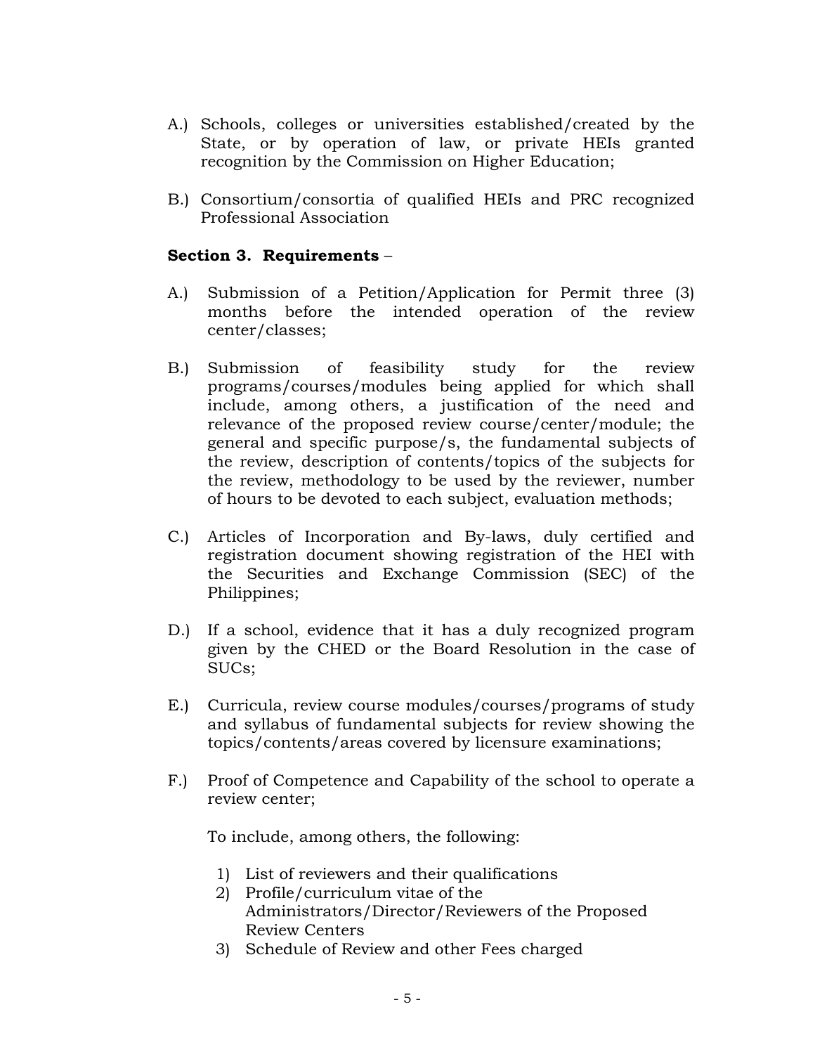A.) Schools, colleges or universities established/created by the State, or by operation of law, or private HEIs granted recognition by the Commission on Higher Education;

B.) Consortium/consortia of qualified HEIs and PRC recognized Professional Association

**Section 3. Requirements** –

A.) Submission of a Petition/Application for Permit three (3) months before the intended operation of the review center/classes;

B.) Submission of feasibility study for the review programs/courses/modules being applied for which shall include, among others, a justification of the need and relevance of the proposed review course/center/module; the general and specific purpose/s, the fundamental subjects of the review, description of contents/topics of the subjects for the review, methodology to be used by the reviewer, number of hours to be devoted to each subject, evaluation methods;

C.) Articles of Incorporation and By-laws, duly certified and registration document showing registration of the HEI with the Securities and Exchange Commission (SEC) of the Philippines;

D.) If a school, evidence that it has a duly recognized program given by the CHED or the Board Resolution in the case of SUCs;

E.) Curricula, review course modules/courses/programs of study and syllabus of fundamental subjects for review showing the topics/contents/areas covered by licensure examinations;

F.) Proof of Competence and Capability of the school to operate a review center;

To include, among others, the following:

1) List of reviewers and their qualifications
2) Profile/curriculum vitae of the Administrators/Director/Reviewers of the Proposed Review Centers
3) Schedule of Review and other Fees charged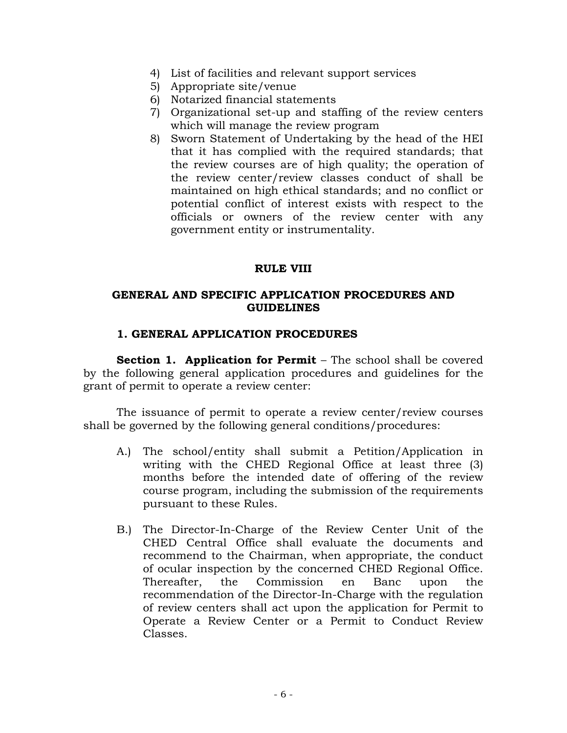4) List of facilities and relevant support services
5) Appropriate site/venue
6) Notarized financial statements
7) Organizational set-up and staffing of the review centers which will manage the review program
8) Sworn Statement of Undertaking by the head of the HEI that it has complied with the required standards; that the review courses are of high quality; the operation of the review center/review classes conduct of shall be maintained on high ethical standards; and no conflict or potential conflict of interest exists with respect to the officials or owners of the review center with any government entity or instrumentality.

## RULE VIII

## GENERAL AND SPECIFIC APPLICATION PROCEDURES AND GUIDELINES

### 1. GENERAL APPLICATION PROCEDURES

**Section 1. Application for Permit** – The school shall be covered by the following general application procedures and guidelines for the grant of permit to operate a review center:

The issuance of permit to operate a review center/review courses shall be governed by the following general conditions/procedures:

A.) The school/entity shall submit a Petition/Application in writing with the CHED Regional Office at least three (3) months before the intended date of offering of the review course program, including the submission of the requirements pursuant to these Rules.

B.) The Director-In-Charge of the Review Center Unit of the CHED Central Office shall evaluate the documents and recommend to the Chairman, when appropriate, the conduct of ocular inspection by the concerned CHED Regional Office. Thereafter, the Commission en Banc upon the recommendation of the Director-In-Charge with the regulation of review centers shall act upon the application for Permit to Operate a Review Center or a Permit to Conduct Review Classes.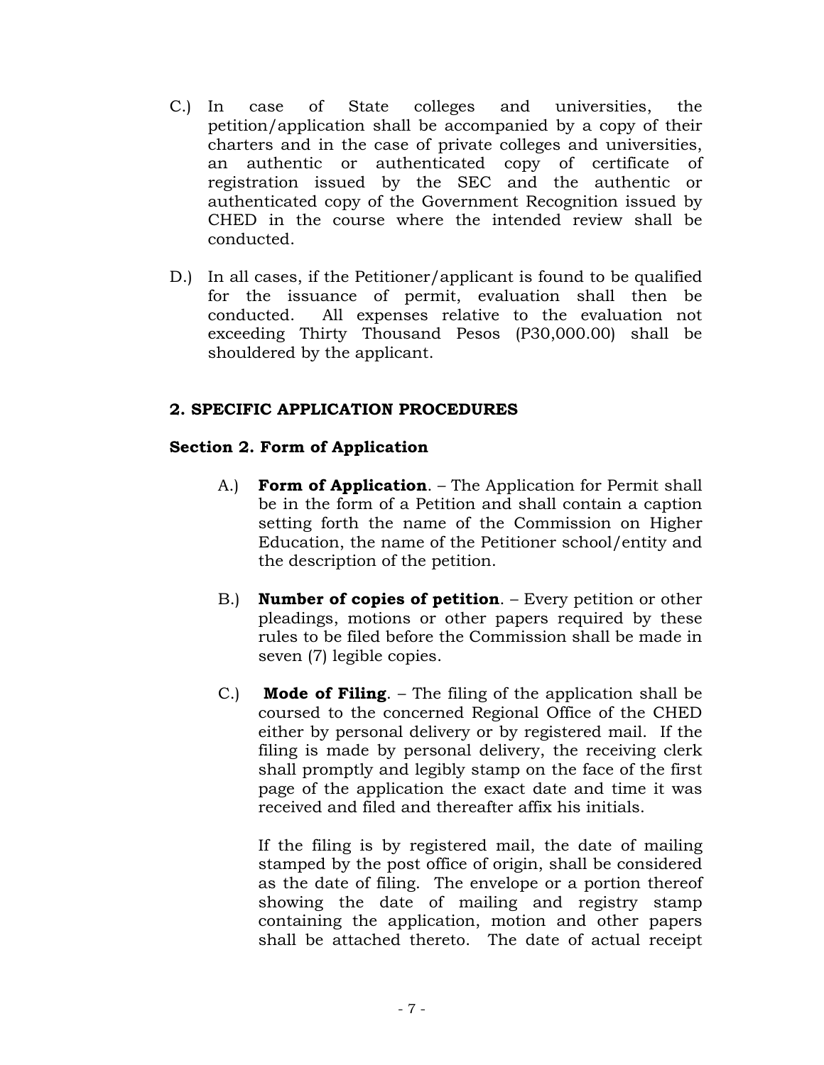C.) In case of State colleges and universities, the petition/application shall be accompanied by a copy of their charters and in the case of private colleges and universities, an authentic or authenticated copy of certificate of registration issued by the SEC and the authentic or authenticated copy of the Government Recognition issued by CHED in the course where the intended review shall be conducted.

D.) In all cases, if the Petitioner/applicant is found to be qualified for the issuance of permit, evaluation shall then be conducted. All expenses relative to the evaluation not exceeding Thirty Thousand Pesos (P30,000.00) shall be shouldered by the applicant.

## 2. SPECIFIC APPLICATION PROCEDURES

### Section 2. Form of Application

A.) **Form of Application**. – The Application for Permit shall be in the form of a Petition and shall contain a caption setting forth the name of the Commission on Higher Education, the name of the Petitioner school/entity and the description of the petition.

B.) **Number of copies of petition**. – Every petition or other pleadings, motions or other papers required by these rules to be filed before the Commission shall be made in seven (7) legible copies.

C.) **Mode of Filing**. – The filing of the application shall be coursed to the concerned Regional Office of the CHED either by personal delivery or by registered mail. If the filing is made by personal delivery, the receiving clerk shall promptly and legibly stamp on the face of the first page of the application the exact date and time it was received and filed and thereafter affix his initials.

If the filing is by registered mail, the date of mailing stamped by the post office of origin, shall be considered as the date of filing. The envelope or a portion thereof showing the date of mailing and registry stamp containing the application, motion and other papers shall be attached thereto. The date of actual receipt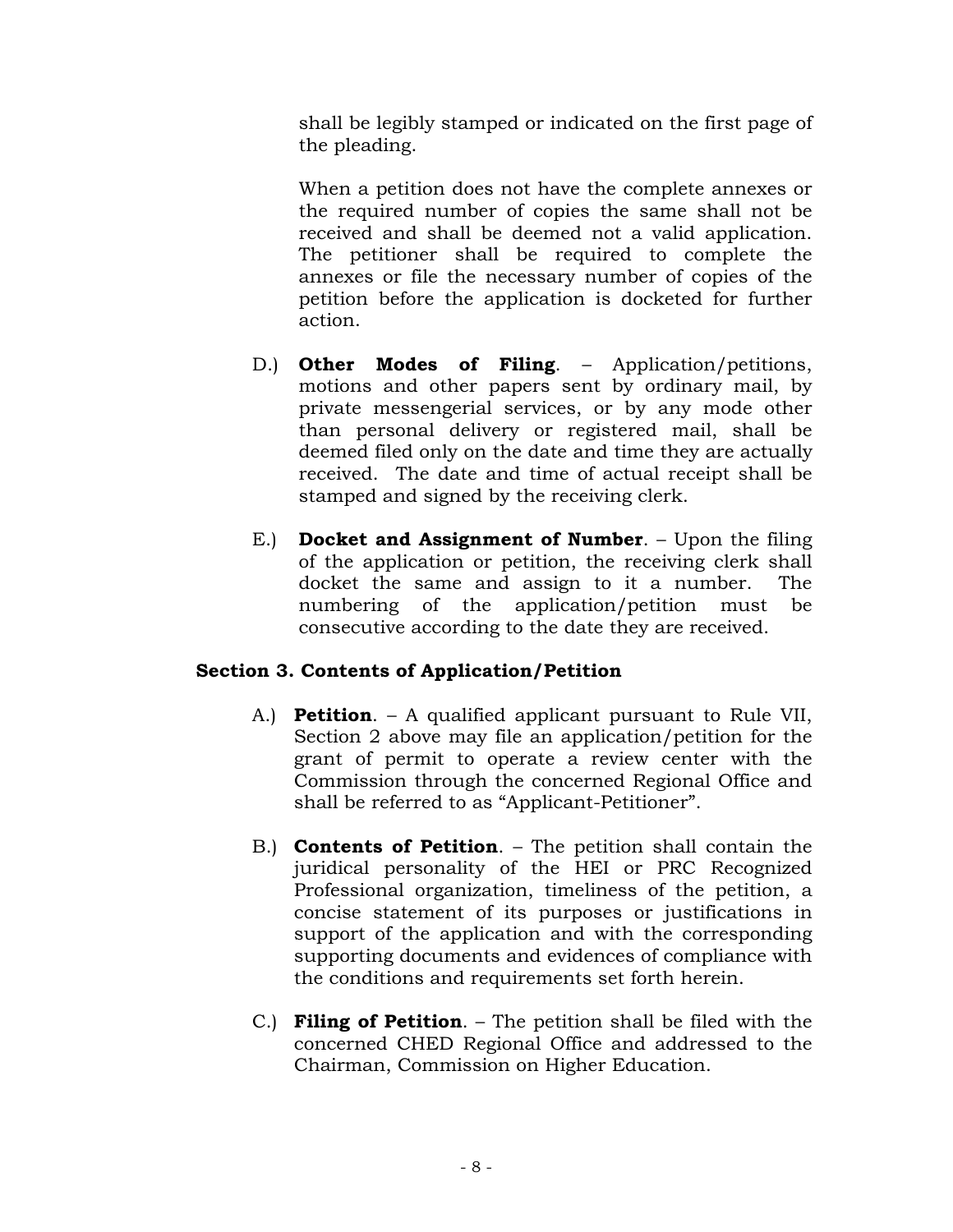shall be legibly stamped or indicated on the first page of the pleading.

When a petition does not have the complete annexes or the required number of copies the same shall not be received and shall be deemed not a valid application. The petitioner shall be required to complete the annexes or file the necessary number of copies of the petition before the application is docketed for further action.

D.) **Other Modes of Filing**. – Application/petitions, motions and other papers sent by ordinary mail, by private messengerial services, or by any mode other than personal delivery or registered mail, shall be deemed filed only on the date and time they are actually received. The date and time of actual receipt shall be stamped and signed by the receiving clerk.

E.) **Docket and Assignment of Number**. – Upon the filing of the application or petition, the receiving clerk shall docket the same and assign to it a number. The numbering of the application/petition must be consecutive according to the date they are received.

### Section 3. Contents of Application/Petition

A.) **Petition**. – A qualified applicant pursuant to Rule VII, Section 2 above may file an application/petition for the grant of permit to operate a review center with the Commission through the concerned Regional Office and shall be referred to as "Applicant-Petitioner".

B.) **Contents of Petition**. – The petition shall contain the juridical personality of the HEI or PRC Recognized Professional organization, timeliness of the petition, a concise statement of its purposes or justifications in support of the application and with the corresponding supporting documents and evidences of compliance with the conditions and requirements set forth herein.

C.) **Filing of Petition**. – The petition shall be filed with the concerned CHED Regional Office and addressed to the Chairman, Commission on Higher Education.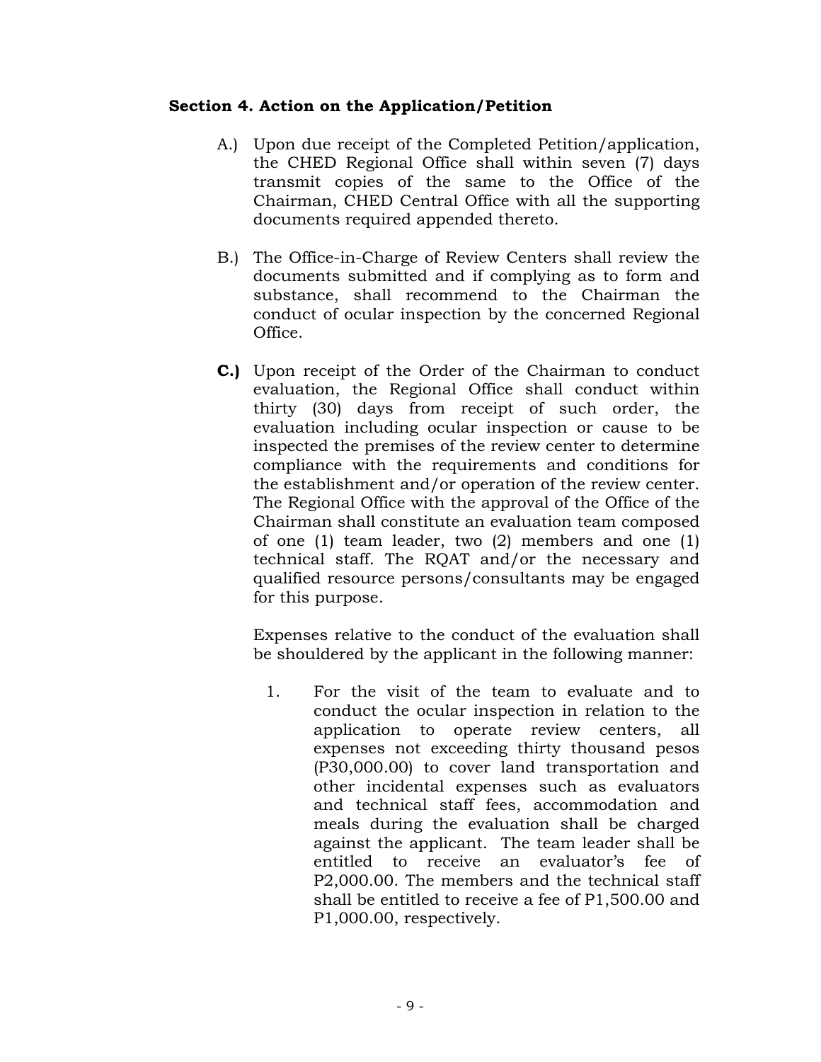**Section 4. Action on the Application/Petition**

A.) Upon due receipt of the Completed Petition/application, the CHED Regional Office shall within seven (7) days transmit copies of the same to the Office of the Chairman, CHED Central Office with all the supporting documents required appended thereto.

B.) The Office-in-Charge of Review Centers shall review the documents submitted and if complying as to form and substance, shall recommend to the Chairman the conduct of ocular inspection by the concerned Regional Office.

**C.)** Upon receipt of the Order of the Chairman to conduct evaluation, the Regional Office shall conduct within thirty (30) days from receipt of such order, the evaluation including ocular inspection or cause to be inspected the premises of the review center to determine compliance with the requirements and conditions for the establishment and/or operation of the review center. The Regional Office with the approval of the Office of the Chairman shall constitute an evaluation team composed of one (1) team leader, two (2) members and one (1) technical staff. The RQAT and/or the necessary and qualified resource persons/consultants may be engaged for this purpose.

Expenses relative to the conduct of the evaluation shall be shouldered by the applicant in the following manner:

1. For the visit of the team to evaluate and to conduct the ocular inspection in relation to the application to operate review centers, all expenses not exceeding thirty thousand pesos (P30,000.00) to cover land transportation and other incidental expenses such as evaluators and technical staff fees, accommodation and meals during the evaluation shall be charged against the applicant. The team leader shall be entitled to receive an evaluator's fee of P2,000.00. The members and the technical staff shall be entitled to receive a fee of P1,500.00 and P1,000.00, respectively.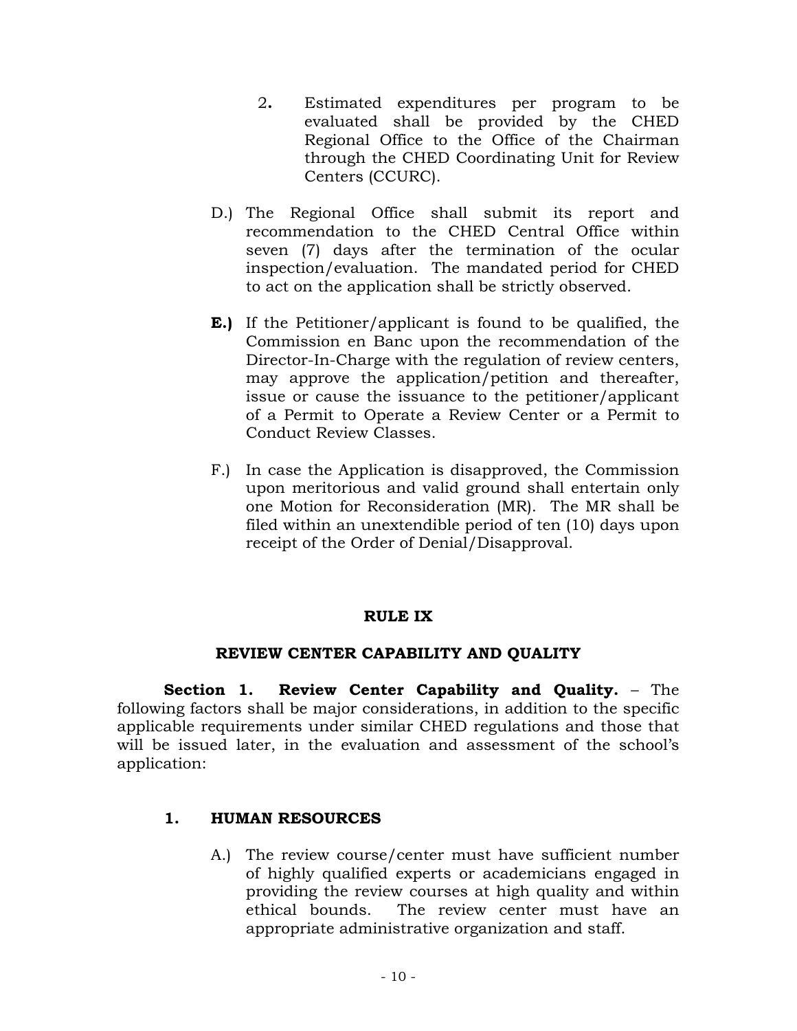2. Estimated expenditures per program to be evaluated shall be provided by the CHED Regional Office to the Office of the Chairman through the CHED Coordinating Unit for Review Centers (CCURC).

D.) The Regional Office shall submit its report and recommendation to the CHED Central Office within seven (7) days after the termination of the ocular inspection/evaluation. The mandated period for CHED to act on the application shall be strictly observed.

**E.)** If the Petitioner/applicant is found to be qualified, the Commission en Banc upon the recommendation of the Director-In-Charge with the regulation of review centers, may approve the application/petition and thereafter, issue or cause the issuance to the petitioner/applicant of a Permit to Operate a Review Center or a Permit to Conduct Review Classes.

F.) In case the Application is disapproved, the Commission upon meritorious and valid ground shall entertain only one Motion for Reconsideration (MR). The MR shall be filed within an unextendible period of ten (10) days upon receipt of the Order of Denial/Disapproval.

## RULE IX

## REVIEW CENTER CAPABILITY AND QUALITY

**Section 1. Review Center Capability and Quality.** – The following factors shall be major considerations, in addition to the specific applicable requirements under similar CHED regulations and those that will be issued later, in the evaluation and assessment of the school's application:

### 1. HUMAN RESOURCES

A.) The review course/center must have sufficient number of highly qualified experts or academicians engaged in providing the review courses at high quality and within ethical bounds. The review center must have an appropriate administrative organization and staff.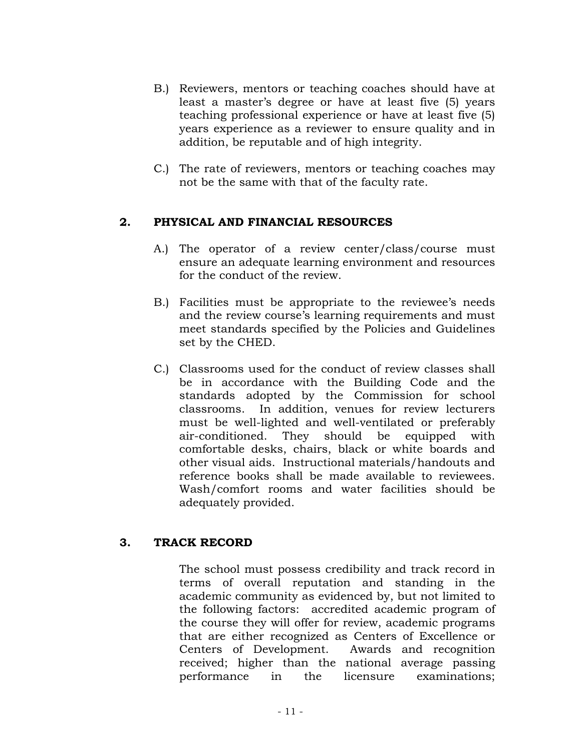B.) Reviewers, mentors or teaching coaches should have at least a master's degree or have at least five (5) years teaching professional experience or have at least five (5) years experience as a reviewer to ensure quality and in addition, be reputable and of high integrity.

C.) The rate of reviewers, mentors or teaching coaches may not be the same with that of the faculty rate.

## 2. PHYSICAL AND FINANCIAL RESOURCES

A.) The operator of a review center/class/course must ensure an adequate learning environment and resources for the conduct of the review.

B.) Facilities must be appropriate to the reviewee's needs and the review course's learning requirements and must meet standards specified by the Policies and Guidelines set by the CHED.

C.) Classrooms used for the conduct of review classes shall be in accordance with the Building Code and the standards adopted by the Commission for school classrooms. In addition, venues for review lecturers must be well-lighted and well-ventilated or preferably air-conditioned. They should be equipped with comfortable desks, chairs, black or white boards and other visual aids. Instructional materials/handouts and reference books shall be made available to reviewees. Wash/comfort rooms and water facilities should be adequately provided.

## 3. TRACK RECORD

The school must possess credibility and track record in terms of overall reputation and standing in the academic community as evidenced by, but not limited to the following factors: accredited academic program of the course they will offer for review, academic programs that are either recognized as Centers of Excellence or Centers of Development. Awards and recognition received; higher than the national average passing performance in the licensure examinations;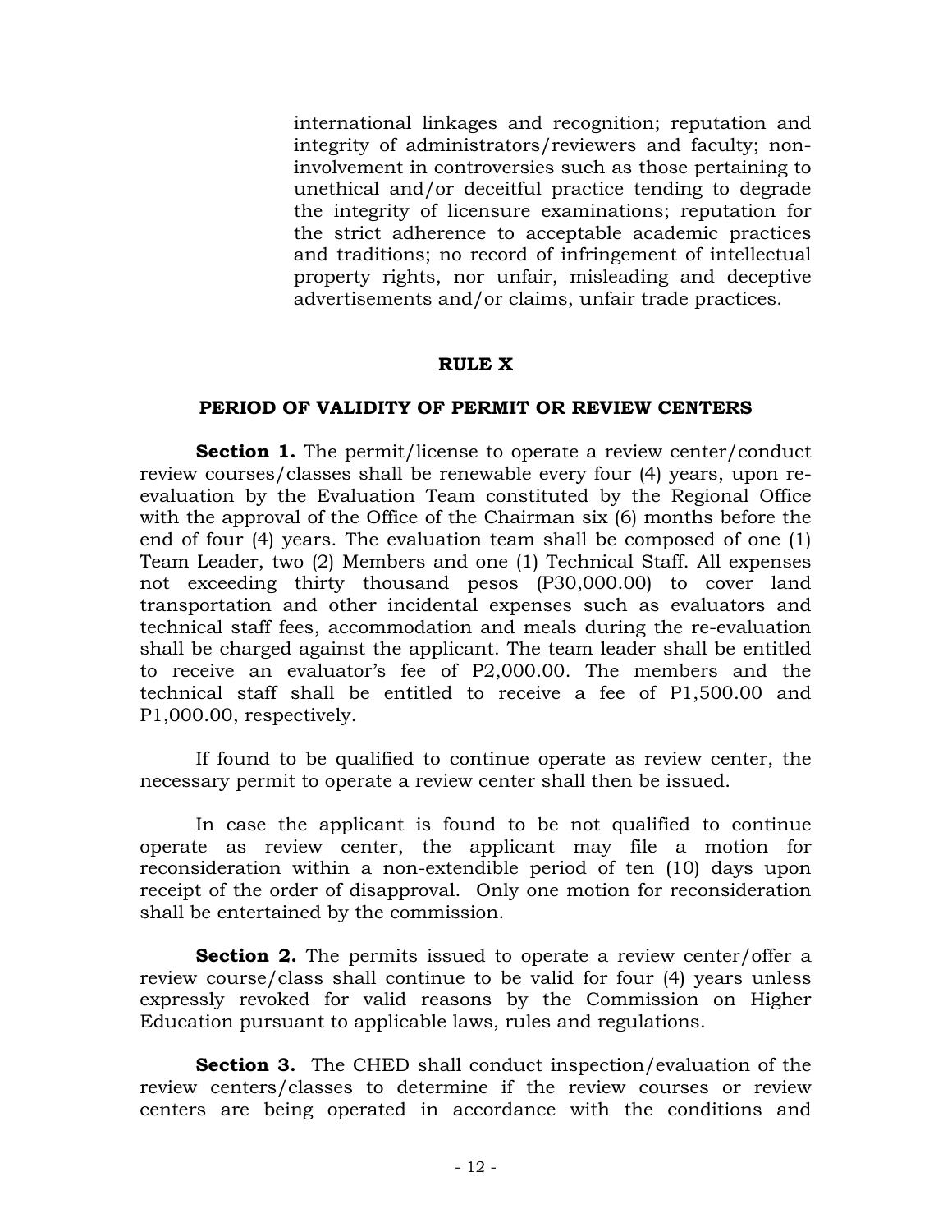international linkages and recognition; reputation and integrity of administrators/reviewers and faculty; non-involvement in controversies such as those pertaining to unethical and/or deceitful practice tending to degrade the integrity of licensure examinations; reputation for the strict adherence to acceptable academic practices and traditions; no record of infringement of intellectual property rights, nor unfair, misleading and deceptive advertisements and/or claims, unfair trade practices.

## RULE X

## PERIOD OF VALIDITY OF PERMIT OR REVIEW CENTERS

**Section 1.** The permit/license to operate a review center/conduct review courses/classes shall be renewable every four (4) years, upon re-evaluation by the Evaluation Team constituted by the Regional Office with the approval of the Office of the Chairman six (6) months before the end of four (4) years. The evaluation team shall be composed of one (1) Team Leader, two (2) Members and one (1) Technical Staff. All expenses not exceeding thirty thousand pesos (P30,000.00) to cover land transportation and other incidental expenses such as evaluators and technical staff fees, accommodation and meals during the re-evaluation shall be charged against the applicant. The team leader shall be entitled to receive an evaluator's fee of P2,000.00. The members and the technical staff shall be entitled to receive a fee of P1,500.00 and P1,000.00, respectively.

If found to be qualified to continue operate as review center, the necessary permit to operate a review center shall then be issued.

In case the applicant is found to be not qualified to continue operate as review center, the applicant may file a motion for reconsideration within a non-extendible period of ten (10) days upon receipt of the order of disapproval. Only one motion for reconsideration shall be entertained by the commission.

**Section 2.** The permits issued to operate a review center/offer a review course/class shall continue to be valid for four (4) years unless expressly revoked for valid reasons by the Commission on Higher Education pursuant to applicable laws, rules and regulations.

**Section 3.** The CHED shall conduct inspection/evaluation of the review centers/classes to determine if the review courses or review centers are being operated in accordance with the conditions and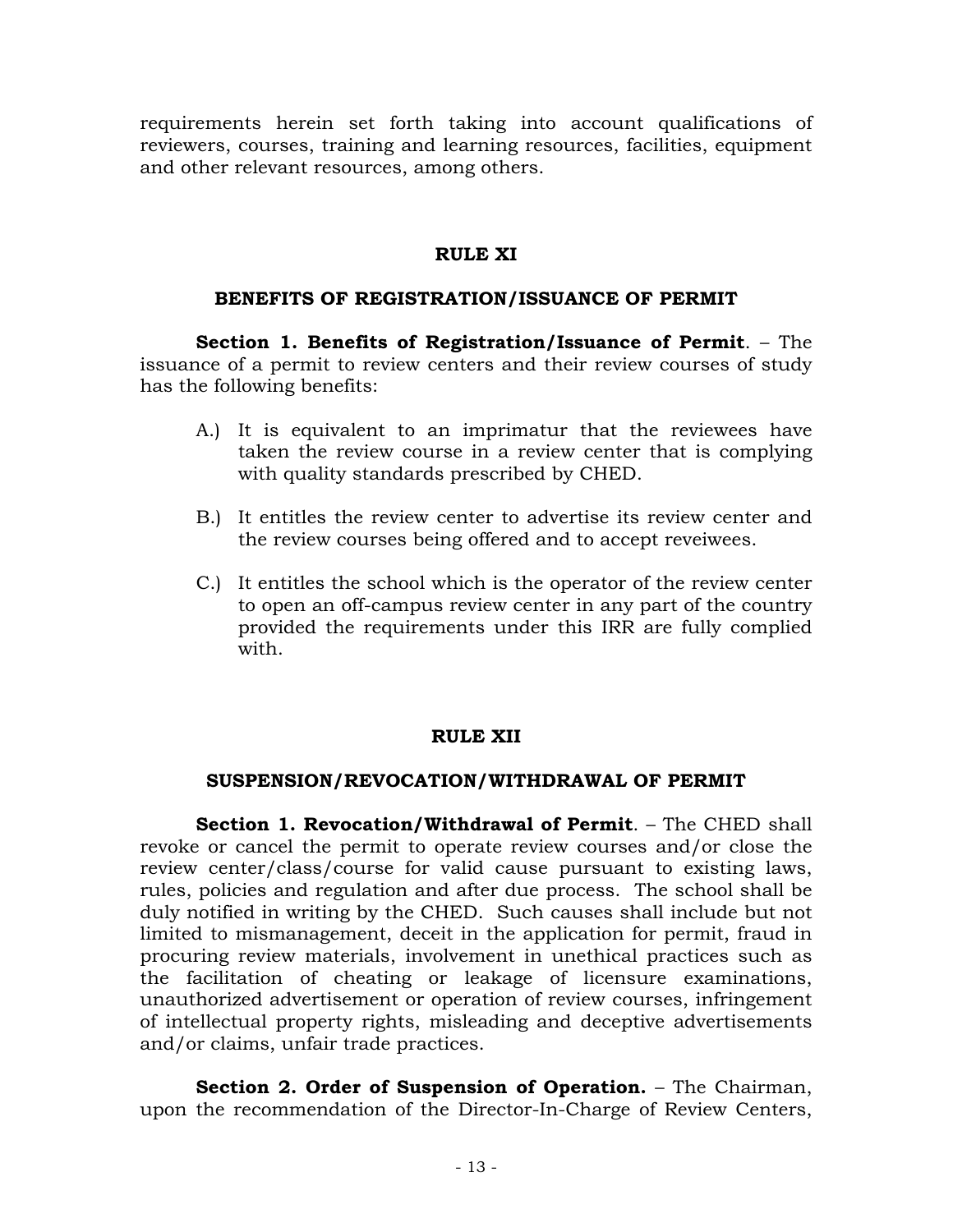requirements herein set forth taking into account qualifications of reviewers, courses, training and learning resources, facilities, equipment and other relevant resources, among others.

## RULE XI

## BENEFITS OF REGISTRATION/ISSUANCE OF PERMIT

**Section 1. Benefits of Registration/Issuance of Permit**. – The issuance of a permit to review centers and their review courses of study has the following benefits:

A.) It is equivalent to an imprimatur that the reviewees have taken the review course in a review center that is complying with quality standards prescribed by CHED.

B.) It entitles the review center to advertise its review center and the review courses being offered and to accept reveiwees.

C.) It entitles the school which is the operator of the review center to open an off-campus review center in any part of the country provided the requirements under this IRR are fully complied with.

## RULE XII

## SUSPENSION/REVOCATION/WITHDRAWAL OF PERMIT

**Section 1. Revocation/Withdrawal of Permit**. – The CHED shall revoke or cancel the permit to operate review courses and/or close the review center/class/course for valid cause pursuant to existing laws, rules, policies and regulation and after due process. The school shall be duly notified in writing by the CHED. Such causes shall include but not limited to mismanagement, deceit in the application for permit, fraud in procuring review materials, involvement in unethical practices such as the facilitation of cheating or leakage of licensure examinations, unauthorized advertisement or operation of review courses, infringement of intellectual property rights, misleading and deceptive advertisements and/or claims, unfair trade practices.

**Section 2. Order of Suspension of Operation.** – The Chairman, upon the recommendation of the Director-In-Charge of Review Centers,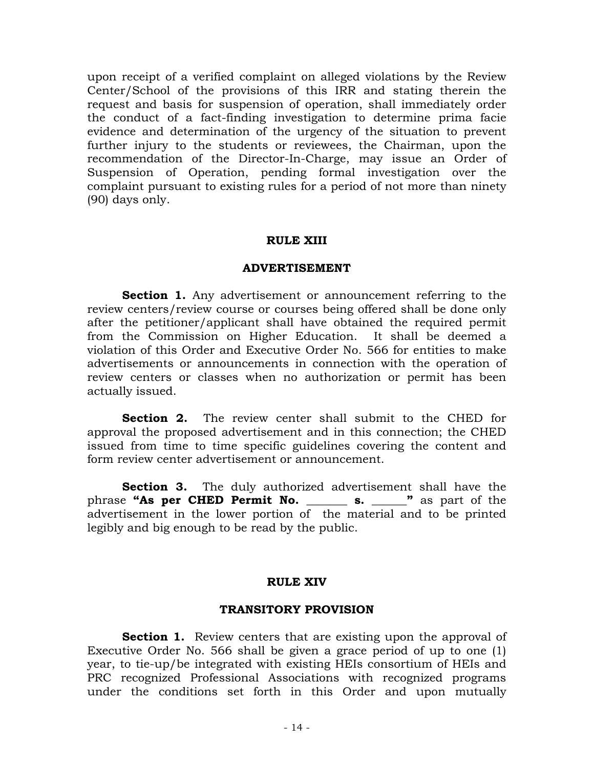upon receipt of a verified complaint on alleged violations by the Review Center/School of the provisions of this IRR and stating therein the request and basis for suspension of operation, shall immediately order the conduct of a fact-finding investigation to determine prima facie evidence and determination of the urgency of the situation to prevent further injury to the students or reviewees, the Chairman, upon the recommendation of the Director-In-Charge, may issue an Order of Suspension of Operation, pending formal investigation over the complaint pursuant to existing rules for a period of not more than ninety (90) days only.

## RULE XIII

## ADVERTISEMENT

**Section 1.** Any advertisement or announcement referring to the review centers/review course or courses being offered shall be done only after the petitioner/applicant shall have obtained the required permit from the Commission on Higher Education. It shall be deemed a violation of this Order and Executive Order No. 566 for entities to make advertisements or announcements in connection with the operation of review centers or classes when no authorization or permit has been actually issued.

**Section 2.** The review center shall submit to the CHED for approval the proposed advertisement and in this connection; the CHED issued from time to time specific guidelines covering the content and form review center advertisement or announcement.

**Section 3.** The duly authorized advertisement shall have the phrase **"As per CHED Permit No. _______ s. ______"** as part of the advertisement in the lower portion of the material and to be printed legibly and big enough to be read by the public.

## RULE XIV

## TRANSITORY PROVISION

**Section 1.** Review centers that are existing upon the approval of Executive Order No. 566 shall be given a grace period of up to one (1) year, to tie-up/be integrated with existing HEIs consortium of HEIs and PRC recognized Professional Associations with recognized programs under the conditions set forth in this Order and upon mutually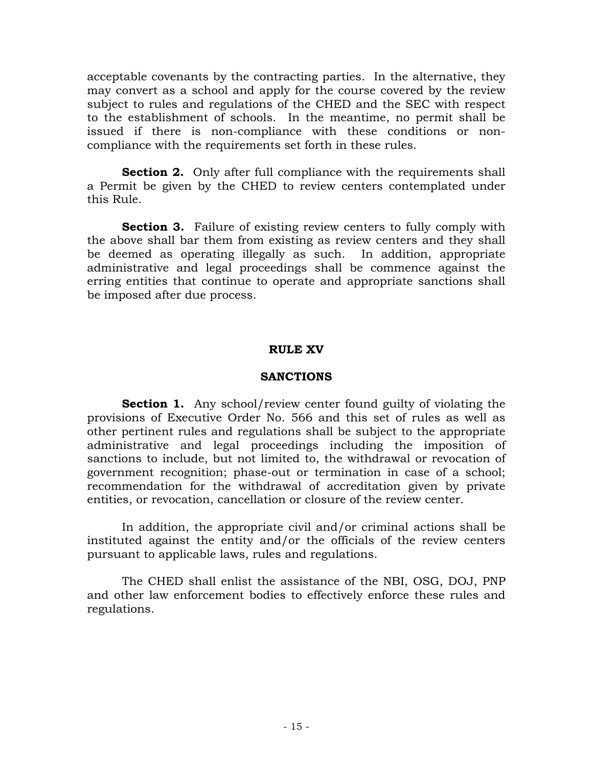acceptable covenants by the contracting parties. In the alternative, they may convert as a school and apply for the course covered by the review subject to rules and regulations of the CHED and the SEC with respect to the establishment of schools. In the meantime, no permit shall be issued if there is non-compliance with these conditions or non-compliance with the requirements set forth in these rules.

**Section 2.** Only after full compliance with the requirements shall a Permit be given by the CHED to review centers contemplated under this Rule.

**Section 3.** Failure of existing review centers to fully comply with the above shall bar them from existing as review centers and they shall be deemed as operating illegally as such. In addition, appropriate administrative and legal proceedings shall be commence against the erring entities that continue to operate and appropriate sanctions shall be imposed after due process.

## RULE XV

## SANCTIONS

**Section 1.** Any school/review center found guilty of violating the provisions of Executive Order No. 566 and this set of rules as well as other pertinent rules and regulations shall be subject to the appropriate administrative and legal proceedings including the imposition of sanctions to include, but not limited to, the withdrawal or revocation of government recognition; phase-out or termination in case of a school; recommendation for the withdrawal of accreditation given by private entities, or revocation, cancellation or closure of the review center.

In addition, the appropriate civil and/or criminal actions shall be instituted against the entity and/or the officials of the review centers pursuant to applicable laws, rules and regulations.

The CHED shall enlist the assistance of the NBI, OSG, DOJ, PNP and other law enforcement bodies to effectively enforce these rules and regulations.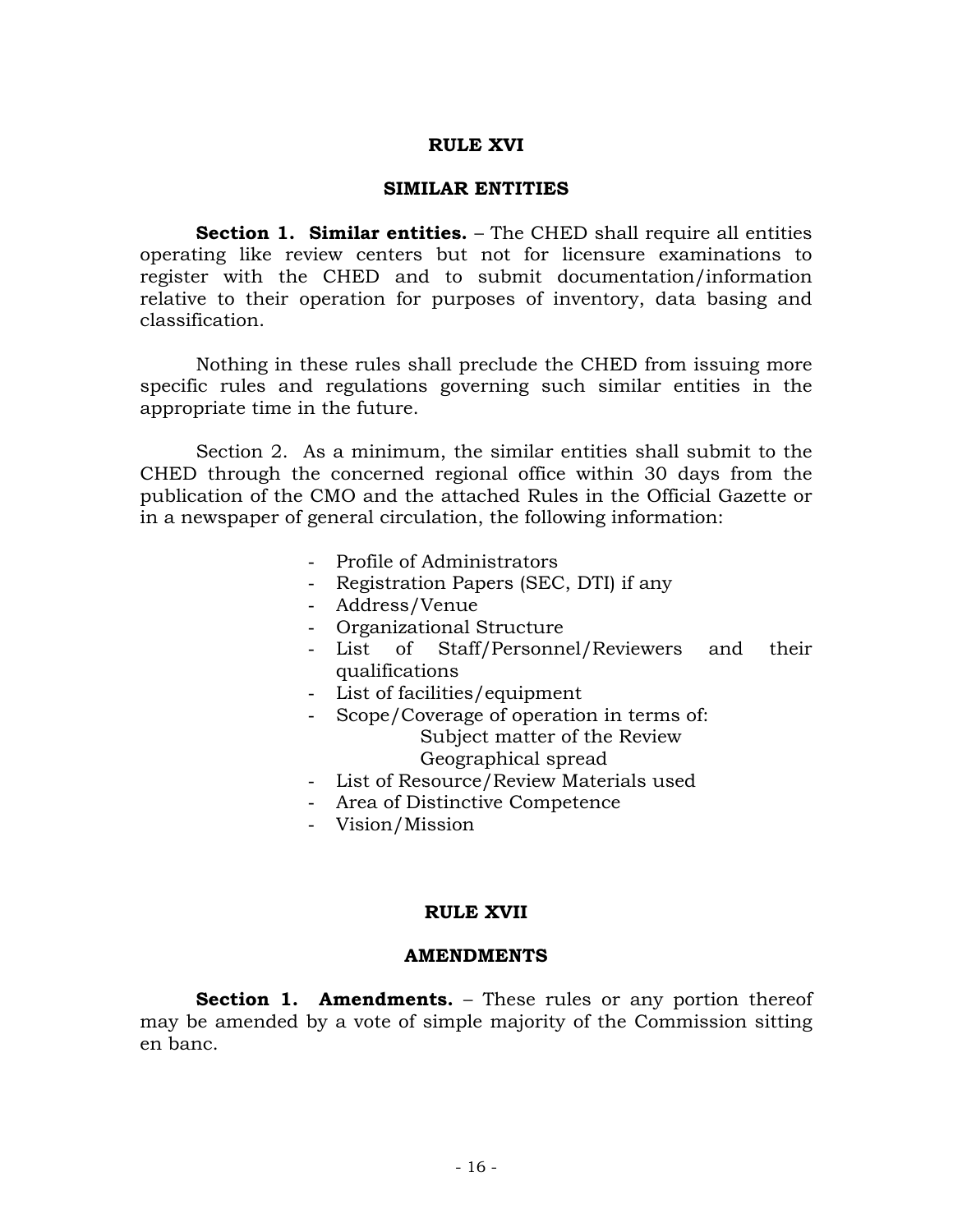# RULE XVI

## SIMILAR ENTITIES

**Section 1. Similar entities.** – The CHED shall require all entities operating like review centers but not for licensure examinations to register with the CHED and to submit documentation/information relative to their operation for purposes of inventory, data basing and classification.

Nothing in these rules shall preclude the CHED from issuing more specific rules and regulations governing such similar entities in the appropriate time in the future.

Section 2. As a minimum, the similar entities shall submit to the CHED through the concerned regional office within 30 days from the publication of the CMO and the attached Rules in the Official Gazette or in a newspaper of general circulation, the following information:

- Profile of Administrators
- Registration Papers (SEC, DTI) if any
- Address/Venue
- Organizational Structure
- List of Staff/Personnel/Reviewers and their qualifications
- List of facilities/equipment
- Scope/Coverage of operation in terms of:
  - Subject matter of the Review
  - Geographical spread
- List of Resource/Review Materials used
- Area of Distinctive Competence
- Vision/Mission

# RULE XVII

## AMENDMENTS

**Section 1. Amendments.** – These rules or any portion thereof may be amended by a vote of simple majority of the Commission sitting en banc.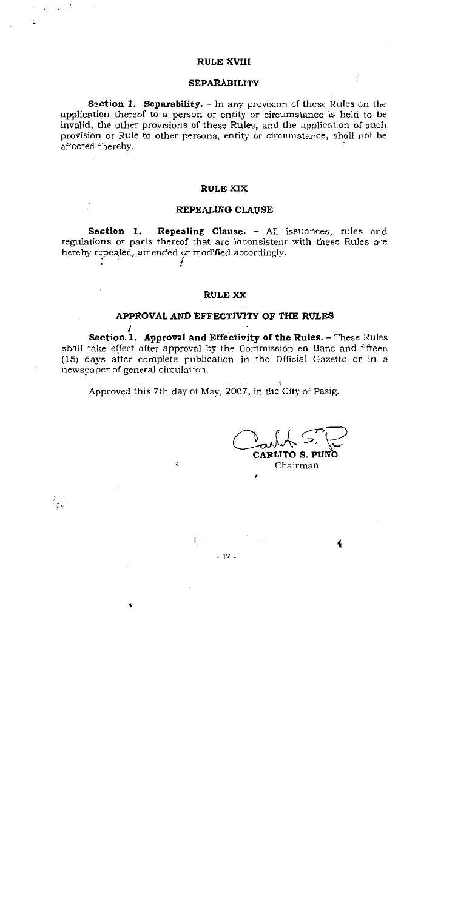## RULE XVIII

## SEPARABILITY

**Section 1. Separability.** – In any provision of these Rules on the application thereof to a person or entity or circumstance is held to be invalid, the other provisions of these Rules, and the application of such provision or Rule to other persons, entity or circumstance, shall not be affected thereby.

## RULE XIX

## REPEALING CLAUSE

**Section 1. Repealing Clause.** – All issuances, rules and regulations or parts thereof that are inconsistent with these Rules are hereby repealed, amended or modified accordingly.

## RULE XX

## APPROVAL AND EFFECTIVITY OF THE RULES

**Section 1. Approval and Effectivity of the Rules.** – These Rules shall take effect after approval by the Commission en Banc and fifteen (15) days after complete publication in the Official Gazette or in a newspaper of general circulation.

Approved this 7th day of May, 2007, in the City of Pasig.

**CARLITO S. PUNO**
Chairman